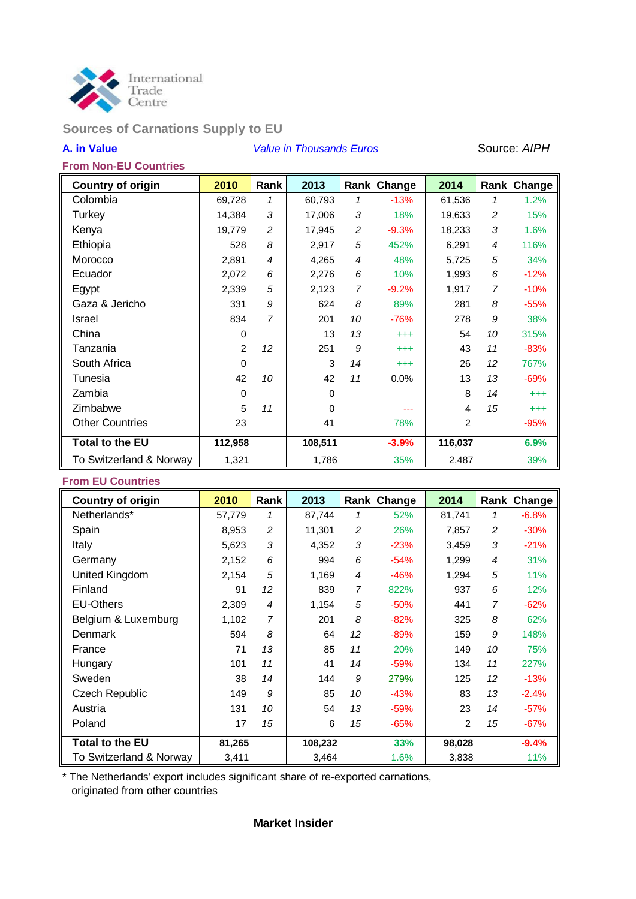International Trade Centre

## Sources of Carnations Supply to EU

**A. in Value** *Value in Thousands Euros* Source: *AIPH*

### From Non-EU Countries

| Country of origin | 2010 | Rank | 2013 | Rank | Change | 2014 | Rank | Change |
|---|---|---|---|---|---|---|---|---|
| Colombia | 69,728 | *1* | 60,793 | *1* | -13% | 61,536 | *1* | 1.2% |
| Turkey | 14,384 | *3* | 17,006 | *3* | 18% | 19,633 | *2* | 15% |
| Kenya | 19,779 | *2* | 17,945 | *2* | -9.3% | 18,233 | *3* | 1.6% |
| Ethiopia | 528 | *8* | 2,917 | *5* | 452% | 6,291 | *4* | 116% |
| Morocco | 2,891 | *4* | 4,265 | *4* | 48% | 5,725 | *5* | 34% |
| Ecuador | 2,072 | *6* | 2,276 | *6* | 10% | 1,993 | *6* | -12% |
| Egypt | 2,339 | *5* | 2,123 | *7* | -9.2% | 1,917 | *7* | -10% |
| Gaza & Jericho | 331 | *9* | 624 | *8* | 89% | 281 | *8* | -55% |
| Israel | 834 | *7* | 201 | *10* | -76% | 278 | *9* | 38% |
| China | 0 | | 13 | *13* | +++ | 54 | *10* | 315% |
| Tanzania | 2 | *12* | 251 | *9* | +++ | 43 | *11* | -83% |
| South Africa | 0 | | 3 | *14* | +++ | 26 | *12* | 767% |
| Tunesia | 42 | *10* | 42 | *11* | 0.0% | 13 | *13* | -69% |
| Zambia | 0 | | 0 | | | 8 | *14* | +++ |
| Zimbabwe | 5 | *11* | 0 | | --- | 4 | *15* | +++ |
| Other Countries | 23 | | 41 | | 78% | 2 | | -95% |
| **Total to the EU** | **112,958** | | **108,511** | | **-3.9%** | **116,037** | | **6.9%** |
| To Switzerland & Norway | 1,321 | | 1,786 | | 35% | 2,487 | | 39% |

### From EU Countries

| Country of origin | 2010 | Rank | 2013 | Rank | Change | 2014 | Rank | Change |
|---|---|---|---|---|---|---|---|---|
| Netherlands* | 57,779 | *1* | 87,744 | *1* | 52% | 81,741 | *1* | -6.8% |
| Spain | 8,953 | *2* | 11,301 | *2* | 26% | 7,857 | *2* | -30% |
| Italy | 5,623 | *3* | 4,352 | *3* | -23% | 3,459 | *3* | -21% |
| Germany | 2,152 | *6* | 994 | *6* | -54% | 1,299 | *4* | 31% |
| United Kingdom | 2,154 | *5* | 1,169 | *4* | -46% | 1,294 | *5* | 11% |
| Finland | 91 | *12* | 839 | *7* | 822% | 937 | *6* | 12% |
| EU-Others | 2,309 | *4* | 1,154 | *5* | -50% | 441 | *7* | -62% |
| Belgium & Luxemburg | 1,102 | *7* | 201 | *8* | -82% | 325 | *8* | 62% |
| Denmark | 594 | *8* | 64 | *12* | -89% | 159 | *9* | 148% |
| France | 71 | *13* | 85 | *11* | 20% | 149 | *10* | 75% |
| Hungary | 101 | *11* | 41 | *14* | -59% | 134 | *11* | 227% |
| Sweden | 38 | *14* | 144 | *9* | 279% | 125 | *12* | -13% |
| Czech Republic | 149 | *9* | 85 | *10* | -43% | 83 | *13* | -2.4% |
| Austria | 131 | *10* | 54 | *13* | -59% | 23 | *14* | -57% |
| Poland | 17 | *15* | 6 | *15* | -65% | 2 | *15* | -67% |
| **Total to the EU** | **81,265** | | **108,232** | | **33%** | **98,028** | | **-9.4%** |
| To Switzerland & Norway | 3,411 | | 3,464 | | 1.6% | 3,838 | | 11% |

* The Netherlands' export includes significant share of re-exported carnations, originated from other countries

**Market Insider**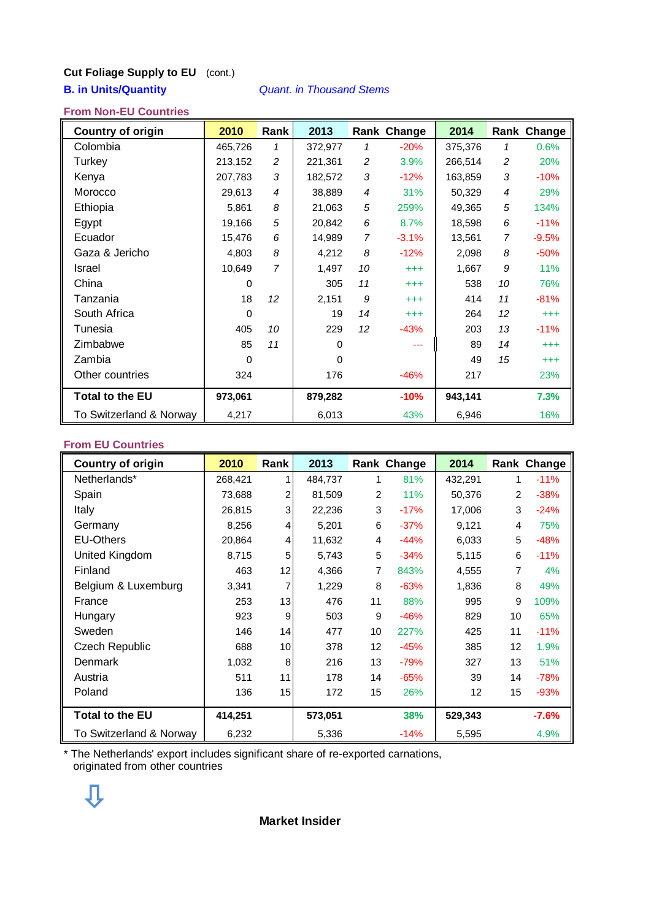**Cut Foliage Supply to EU** (cont.)

**B. in Units/Quantity** *Quant. in Thousand Stems*

### From Non-EU Countries

| Country of origin | 2010 | Rank | 2013 | Rank | Change | 2014 | Rank | Change |
|---|---|---|---|---|---|---|---|---|
| Colombia | 465,726 | *1* | 372,977 | *1* | -20% | 375,376 | *1* | 0.6% |
| Turkey | 213,152 | *2* | 221,361 | *2* | 3.9% | 266,514 | *2* | 20% |
| Kenya | 207,783 | *3* | 182,572 | *3* | -12% | 163,859 | *3* | -10% |
| Morocco | 29,613 | *4* | 38,889 | *4* | 31% | 50,329 | *4* | 29% |
| Ethiopia | 5,861 | *8* | 21,063 | *5* | 259% | 49,365 | *5* | 134% |
| Egypt | 19,166 | *5* | 20,842 | *6* | 8.7% | 18,598 | *6* | -11% |
| Ecuador | 15,476 | *6* | 14,989 | *7* | -3.1% | 13,561 | *7* | -9.5% |
| Gaza & Jericho | 4,803 | *8* | 4,212 | *8* | -12% | 2,098 | *8* | -50% |
| Israel | 10,649 | *7* | 1,497 | *10* | +++ | 1,667 | *9* | 11% |
| China | 0 | | 305 | *11* | +++ | 538 | *10* | 76% |
| Tanzania | 18 | *12* | 2,151 | *9* | +++ | 414 | *11* | -81% |
| South Africa | 0 | | 19 | *14* | +++ | 264 | *12* | +++ |
| Tunesia | 405 | *10* | 229 | *12* | -43% | 203 | *13* | -11% |
| Zimbabwe | 85 | *11* | 0 | | --- | 89 | *14* | +++ |
| Zambia | 0 | | 0 | | | 49 | *15* | +++ |
| Other countries | 324 | | 176 | | -46% | 217 | | 23% |
| **Total to the EU** | **973,061** | | **879,282** | | **-10%** | **943,141** | | **7.3%** |
| To Switzerland & Norway | 4,217 | | 6,013 | | 43% | 6,946 | | 16% |

### From EU Countries

| Country of origin | 2010 | Rank | 2013 | Rank | Change | 2014 | Rank | Change |
|---|---|---|---|---|---|---|---|---|
| Netherlands* | 268,421 | 1 | 484,737 | 1 | 81% | 432,291 | 1 | -11% |
| Spain | 73,688 | 2 | 81,509 | 2 | 11% | 50,376 | 2 | -38% |
| Italy | 26,815 | 3 | 22,236 | 3 | -17% | 17,006 | 3 | -24% |
| Germany | 8,256 | 4 | 5,201 | 6 | -37% | 9,121 | 4 | 75% |
| EU-Others | 20,864 | 4 | 11,632 | 4 | -44% | 6,033 | 5 | -48% |
| United Kingdom | 8,715 | 5 | 5,743 | 5 | -34% | 5,115 | 6 | -11% |
| Finland | 463 | 12 | 4,366 | 7 | 843% | 4,555 | 7 | 4% |
| Belgium & Luxemburg | 3,341 | 7 | 1,229 | 8 | -63% | 1,836 | 8 | 49% |
| France | 253 | 13 | 476 | 11 | 88% | 995 | 9 | 109% |
| Hungary | 923 | 9 | 503 | 9 | -46% | 829 | 10 | 65% |
| Sweden | 146 | 14 | 477 | 10 | 227% | 425 | 11 | -11% |
| Czech Republic | 688 | 10 | 378 | 12 | -45% | 385 | 12 | 1.9% |
| Denmark | 1,032 | 8 | 216 | 13 | -79% | 327 | 13 | 51% |
| Austria | 511 | 11 | 178 | 14 | -65% | 39 | 14 | -78% |
| Poland | 136 | 15 | 172 | 15 | 26% | 12 | 15 | -93% |
| **Total to the EU** | **414,251** | | **573,051** | | **38%** | **529,343** | | **-7.6%** |
| To Switzerland & Norway | 6,232 | | 5,336 | | -14% | 5,595 | | 4.9% |

\* The Netherlands' export includes significant share of re-exported carnations, originated from other countries

⇩

**Market Insider**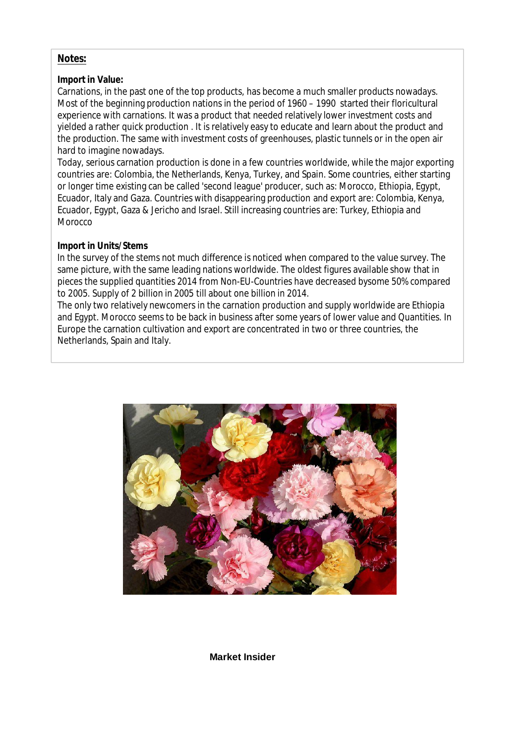**Notes:**

**Import in Value:**

Carnations, in the past one of the top products, has become a much smaller products nowadays. Most of the beginning production nations in the period of 1960 – 1990 started their floricultural experience with carnations. It was a product that needed relatively lower investment costs and yielded a rather quick production . It is relatively easy to educate and learn about the product and the production. The same with investment costs of greenhouses, plastic tunnels or in the open air hard to imagine nowadays.

Today, serious carnation production is done in a few countries worldwide, while the major exporting countries are: Colombia, the Netherlands, Kenya, Turkey, and Spain. Some countries, either starting or longer time existing can be called 'second league' producer, such as: Morocco, Ethiopia, Egypt, Ecuador, Italy and Gaza. Countries with disappearing production and export are: Colombia, Kenya, Ecuador, Egypt, Gaza & Jericho and Israel. Still increasing countries are: Turkey, Ethiopia and Morocco

**Import in Units/Stems**

In the survey of the stems not much difference is noticed when compared to the value survey. The same picture, with the same leading nations worldwide. The oldest figures available show that in pieces the supplied quantities 2014 from Non-EU-Countries have decreased bysome 50% compared to 2005. Supply of 2 billion in 2005 till about one billion in 2014.

The only two relatively newcomers in the carnation production and supply worldwide are Ethiopia and Egypt. Morocco seems to be back in business after some years of lower value and Quantities. In Europe the carnation cultivation and export are concentrated in two or three countries, the Netherlands, Spain and Italy.

**Market Insider**